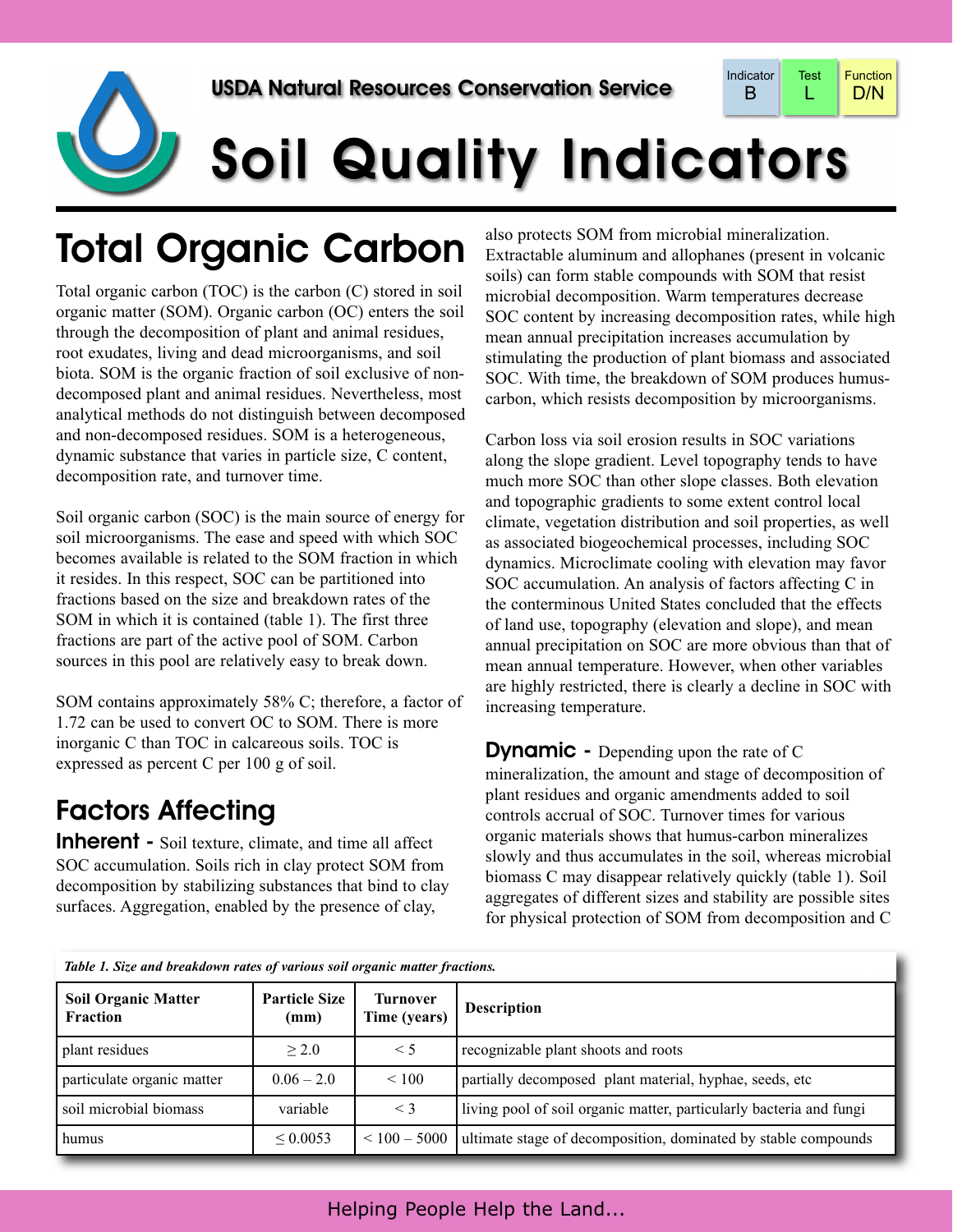USDA Natural Resources Conservation Service

| Indicator | Test | Function |
|---|---|---|
| B | L | D/N |

# Soil Quality Indicators

## Total Organic Carbon

Total organic carbon (TOC) is the carbon (C) stored in soil organic matter (SOM). Organic carbon (OC) enters the soil through the decomposition of plant and animal residues, root exudates, living and dead microorganisms, and soil biota. SOM is the organic fraction of soil exclusive of non-decomposed plant and animal residues. Nevertheless, most analytical methods do not distinguish between decomposed and non-decomposed residues. SOM is a heterogeneous, dynamic substance that varies in particle size, C content, decomposition rate, and turnover time.

Soil organic carbon (SOC) is the main source of energy for soil microorganisms. The ease and speed with which SOC becomes available is related to the SOM fraction in which it resides. In this respect, SOC can be partitioned into fractions based on the size and breakdown rates of the SOM in which it is contained (table 1). The first three fractions are part of the active pool of SOM. Carbon sources in this pool are relatively easy to break down.

SOM contains approximately 58% C; therefore, a factor of 1.72 can be used to convert OC to SOM. There is more inorganic C than TOC in calcareous soils. TOC is expressed as percent C per 100 g of soil.

### Factors Affecting

**Inherent -** Soil texture, climate, and time all affect SOC accumulation. Soils rich in clay protect SOM from decomposition by stabilizing substances that bind to clay surfaces. Aggregation, enabled by the presence of clay, also protects SOM from microbial mineralization. Extractable aluminum and allophanes (present in volcanic soils) can form stable compounds with SOM that resist microbial decomposition. Warm temperatures decrease SOC content by increasing decomposition rates, while high mean annual precipitation increases accumulation by stimulating the production of plant biomass and associated SOC. With time, the breakdown of SOM produces humus-carbon, which resists decomposition by microorganisms.

Carbon loss via soil erosion results in SOC variations along the slope gradient. Level topography tends to have much more SOC than other slope classes. Both elevation and topographic gradients to some extent control local climate, vegetation distribution and soil properties, as well as associated biogeochemical processes, including SOC dynamics. Microclimate cooling with elevation may favor SOC accumulation. An analysis of factors affecting C in the conterminous United States concluded that the effects of land use, topography (elevation and slope), and mean annual precipitation on SOC are more obvious than that of mean annual temperature. However, when other variables are highly restricted, there is clearly a decline in SOC with increasing temperature.

**Dynamic -** Depending upon the rate of C mineralization, the amount and stage of decomposition of plant residues and organic amendments added to soil controls accrual of SOC. Turnover times for various organic materials shows that humus-carbon mineralizes slowly and thus accumulates in the soil, whereas microbial biomass C may disappear relatively quickly (table 1). Soil aggregates of different sizes and stability are possible sites for physical protection of SOM from decomposition and C

*Table 1. Size and breakdown rates of various soil organic matter fractions.*

| Soil Organic Matter Fraction | Particle Size (mm) | Turnover Time (years) | Description |
|---|---|---|---|
| plant residues | $\geq 2.0$ | $< 5$ | recognizable plant shoots and roots |
| particulate organic matter | 0.06 – 2.0 | $< 100$ | partially decomposed plant material, hyphae, seeds, etc |
| soil microbial biomass | variable | $< 3$ | living pool of soil organic matter, particularly bacteria and fungi |
| humus | $\leq 0.0053$ | $< 100 – 5000$ | ultimate stage of decomposition, dominated by stable compounds |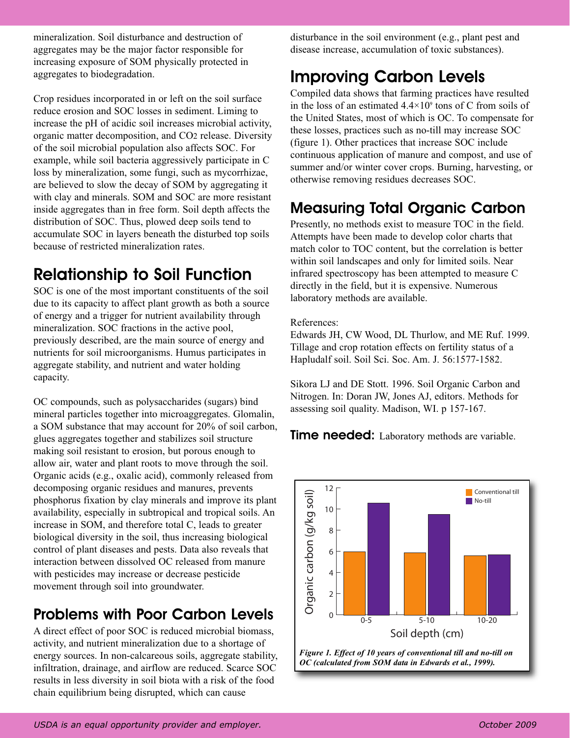mineralization. Soil disturbance and destruction of aggregates may be the major factor responsible for increasing exposure of SOM physically protected in aggregates to biodegradation.

Crop residues incorporated in or left on the soil surface reduce erosion and SOC losses in sediment. Liming to increase the pH of acidic soil increases microbial activity, organic matter decomposition, and $CO_2$ release. Diversity of the soil microbial population also affects SOC. For example, while soil bacteria aggressively participate in C loss by mineralization, some fungi, such as mycorrhizae, are believed to slow the decay of SOM by aggregating it with clay and minerals. SOM and SOC are more resistant inside aggregates than in free form. Soil depth affects the distribution of SOC. Thus, plowed deep soils tend to accumulate SOC in layers beneath the disturbed top soils because of restricted mineralization rates.

## Relationship to Soil Function

SOC is one of the most important constituents of the soil due to its capacity to affect plant growth as both a source of energy and a trigger for nutrient availability through mineralization. SOC fractions in the active pool, previously described, are the main source of energy and nutrients for soil microorganisms. Humus participates in aggregate stability, and nutrient and water holding capacity.

OC compounds, such as polysaccharides (sugars) bind mineral particles together into microaggregates. Glomalin, a SOM substance that may account for 20% of soil carbon, glues aggregates together and stabilizes soil structure making soil resistant to erosion, but porous enough to allow air, water and plant roots to move through the soil. Organic acids (e.g., oxalic acid), commonly released from decomposing organic residues and manures, prevents phosphorus fixation by clay minerals and improve its plant availability, especially in subtropical and tropical soils. An increase in SOM, and therefore total C, leads to greater biological diversity in the soil, thus increasing biological control of plant diseases and pests. Data also reveals that interaction between dissolved OC released from manure with pesticides may increase or decrease pesticide movement through soil into groundwater.

## Problems with Poor Carbon Levels

A direct effect of poor SOC is reduced microbial biomass, activity, and nutrient mineralization due to a shortage of energy sources. In non-calcareous soils, aggregate stability, infiltration, drainage, and airflow are reduced. Scarce SOC results in less diversity in soil biota with a risk of the food chain equilibrium being disrupted, which can cause disturbance in the soil environment (e.g., plant pest and disease increase, accumulation of toxic substances).

## Improving Carbon Levels

Compiled data shows that farming practices have resulted in the loss of an estimated $4.4\times10^9$ tons of C from soils of the United States, most of which is OC. To compensate for these losses, practices such as no-till may increase SOC (figure 1). Other practices that increase SOC include continuous application of manure and compost, and use of summer and/or winter cover crops. Burning, harvesting, or otherwise removing residues decreases SOC.

## Measuring Total Organic Carbon

Presently, no methods exist to measure TOC in the field. Attempts have been made to develop color charts that match color to TOC content, but the correlation is better within soil landscapes and only for limited soils. Near infrared spectroscopy has been attempted to measure C directly in the field, but it is expensive. Numerous laboratory methods are available.

References:

Edwards JH, CW Wood, DL Thurlow, and ME Ruf. 1999. Tillage and crop rotation effects on fertility status of a Hapludalf soil. Soil Sci. Soc. Am. J. 56:1577-1582.

Sikora LJ and DE Stott. 1996. Soil Organic Carbon and Nitrogen. In: Doran JW, Jones AJ, editors. Methods for assessing soil quality. Madison, WI. p 157-167.

**Time needed:** Laboratory methods are variable.

Organic carbon (g/kg soil)
0
2
4
6
8
10
12
Conventional till
No-till
0-5
5-10
10-20
Soil depth (cm)

*Figure 1. Effect of 10 years of conventional till and no-till on OC (calculated from SOM data in Edwards et al., 1999).*